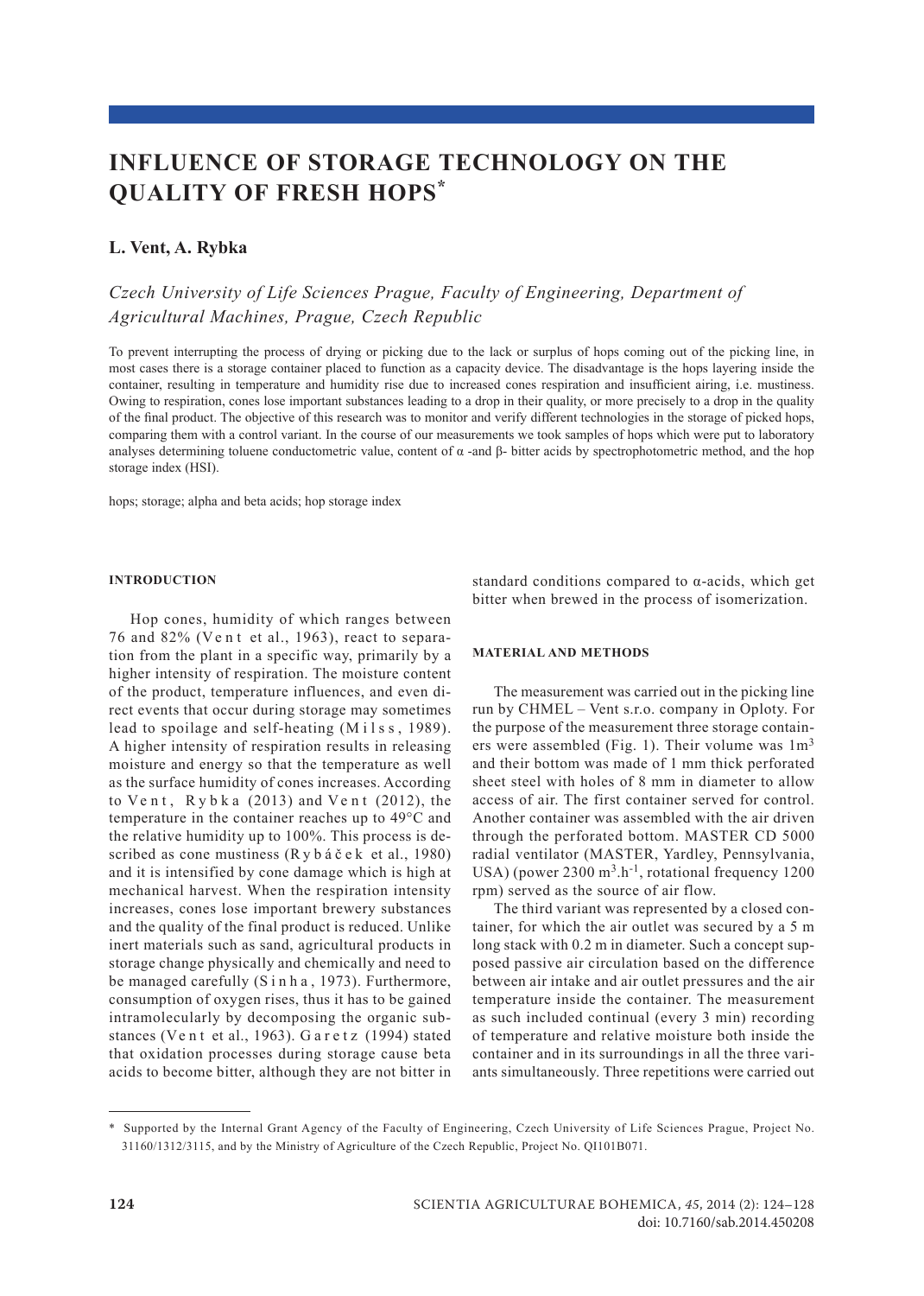# INFLUENCE OF STORAGE TECHNOLOGY ON THE QUALITY OF FRESH HOPS*

## L. Vent, A. Rybka

*Czech University of Life Sciences Prague, Faculty of Engineering, Department of Agricultural Machines, Prague, Czech Republic*

To prevent interrupting the process of drying or picking due to the lack or surplus of hops coming out of the picking line, in most cases there is a storage container placed to function as a capacity device. The disadvantage is the hops layering inside the container, resulting in temperature and humidity rise due to increased cones respiration and insufficient airing, i.e. mustiness. Owing to respiration, cones lose important substances leading to a drop in their quality, or more precisely to a drop in the quality of the final product. The objective of this research was to monitor and verify different technologies in the storage of picked hops, comparing them with a control variant. In the course of our measurements we took samples of hops which were put to laboratory analyses determining toluene conductometric value, content of α -and β- bitter acids by spectrophotometric method, and the hop storage index (HSI).

hops; storage; alpha and beta acids; hop storage index

### INTRODUCTION

Hop cones, humidity of which ranges between 76 and 82% (Vent et al., 1963), react to separation from the plant in a specific way, primarily by a higher intensity of respiration. The moisture content of the product, temperature influences, and even direct events that occur during storage may sometimes lead to spoilage and self-heating (Milss, 1989). A higher intensity of respiration results in releasing moisture and energy so that the temperature as well as the surface humidity of cones increases. According to Vent, Rybka (2013) and Vent (2012), the temperature in the container reaches up to 49°C and the relative humidity up to 100%. This process is described as cone mustiness (Rybáček et al., 1980) and it is intensified by cone damage which is high at mechanical harvest. When the respiration intensity increases, cones lose important brewery substances and the quality of the final product is reduced. Unlike inert materials such as sand, agricultural products in storage change physically and chemically and need to be managed carefully (Sinha, 1973). Furthermore, consumption of oxygen rises, thus it has to be gained intramolecularly by decomposing the organic substances (Vent et al., 1963). Garetz (1994) stated that oxidation processes during storage cause beta acids to become bitter, although they are not bitter in standard conditions compared to α-acids, which get bitter when brewed in the process of isomerization.

### MATERIAL AND METHODS

The measurement was carried out in the picking line run by CHMEL – Vent s.r.o. company in Oploty. For the purpose of the measurement three storage containers were assembled (Fig. 1). Their volume was $1 m^3$ and their bottom was made of 1 mm thick perforated sheet steel with holes of 8 mm in diameter to allow access of air. The first container served for control. Another container was assembled with the air driven through the perforated bottom. MASTER CD 5000 radial ventilator (MASTER, Yardley, Pennsylvania, USA) (power $2300 m^3.h^{-1}$, rotational frequency 1200 rpm) served as the source of air flow.

The third variant was represented by a closed container, for which the air outlet was secured by a 5 m long stack with 0.2 m in diameter. Such a concept supposed passive air circulation based on the difference between air intake and air outlet pressures and the air temperature inside the container. The measurement as such included continual (every 3 min) recording of temperature and relative moisture both inside the container and in its surroundings in all the three variants simultaneously. Three repetitions were carried out

---

* Supported by the Internal Grant Agency of the Faculty of Engineering, Czech University of Life Sciences Prague, Project No. 31160/1312/3115, and by the Ministry of Agriculture of the Czech Republic, Project No. QI101B071.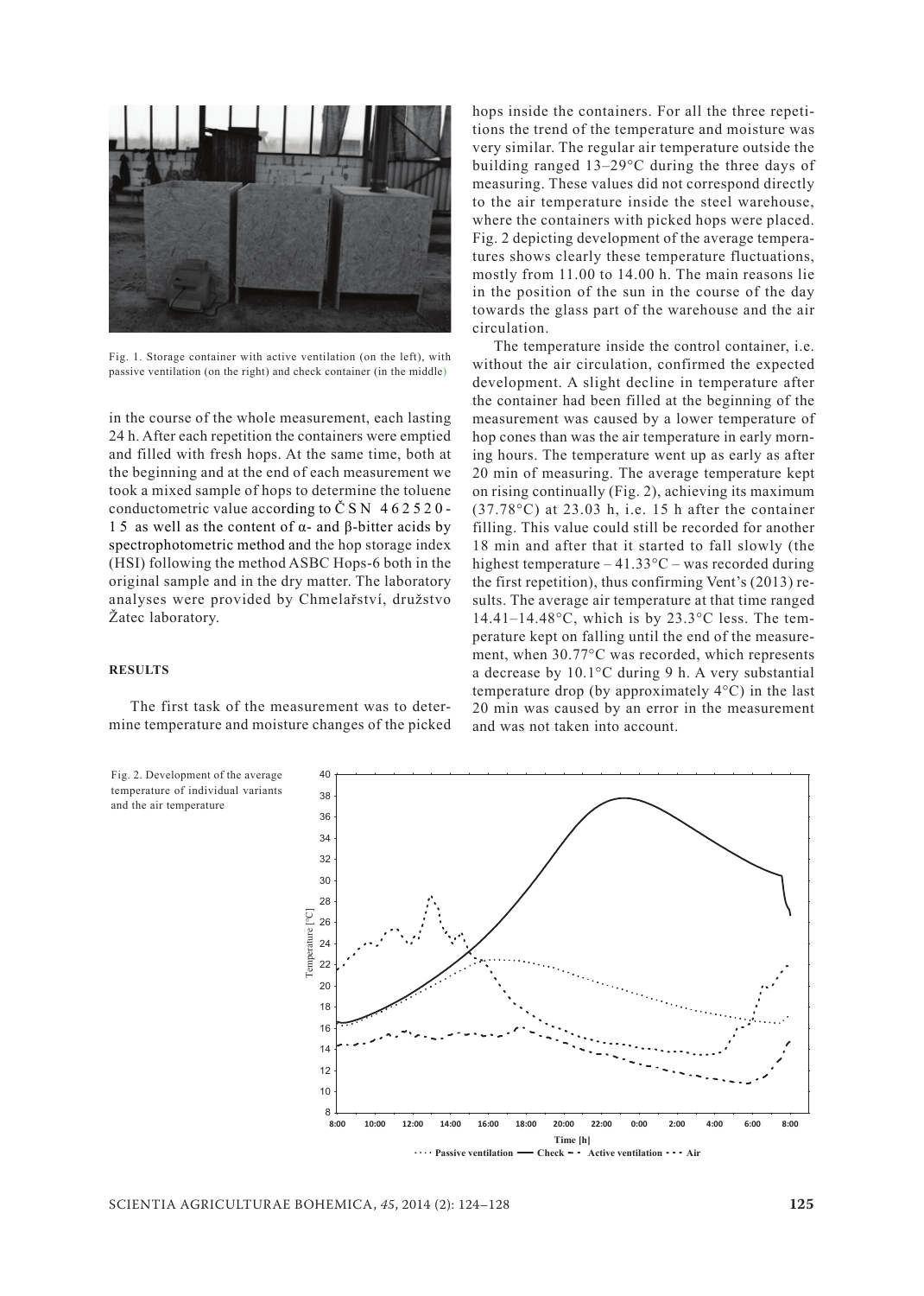Fig. 1. Storage container with active ventilation (on the left), with passive ventilation (on the right) and check container (in the middle)

in the course of the whole measurement, each lasting 24 h. After each repetition the containers were emptied and filled with fresh hops. At the same time, both at the beginning and at the end of each measurement we took a mixed sample of hops to determine the toluene conductometric value according to ČSN 46 2520-15 as well as the content of α- and β-bitter acids by spectrophotometric method and the hop storage index (HSI) following the method ASBC Hops-6 both in the original sample and in the dry matter. The laboratory analyses were provided by Chmelařství, družstvo Žatec laboratory.

## RESULTS

The first task of the measurement was to determine temperature and moisture changes of the picked hops inside the containers. For all the three repetitions the trend of the temperature and moisture was very similar. The regular air temperature outside the building ranged 13–29°C during the three days of measuring. These values did not correspond directly to the air temperature inside the steel warehouse, where the containers with picked hops were placed. Fig. 2 depicting development of the average temperatures shows clearly these temperature fluctuations, mostly from 11.00 to 14.00 h. The main reasons lie in the position of the sun in the course of the day towards the glass part of the warehouse and the air circulation.

The temperature inside the control container, i.e. without the air circulation, confirmed the expected development. A slight decline in temperature after the container had been filled at the beginning of the measurement was caused by a lower temperature of hop cones than was the air temperature in early morning hours. The temperature went up as early as after 20 min of measuring. The average temperature kept on rising continually (Fig. 2), achieving its maximum (37.78°C) at 23.03 h, i.e. 15 h after the container filling. This value could still be recorded for another 18 min and after that it started to fall slowly (the highest temperature – 41.33°C – was recorded during the first repetition), thus confirming Vent's (2013) results. The average air temperature at that time ranged 14.41–14.48°C, which is by 23.3°C less. The temperature kept on falling until the end of the measurement, when 30.77°C was recorded, which represents a decrease by 10.1°C during 9 h. A very substantial temperature drop (by approximately 4°C) in the last 20 min was caused by an error in the measurement and was not taken into account.

Fig. 2. Development of the average temperature of individual variants and the air temperature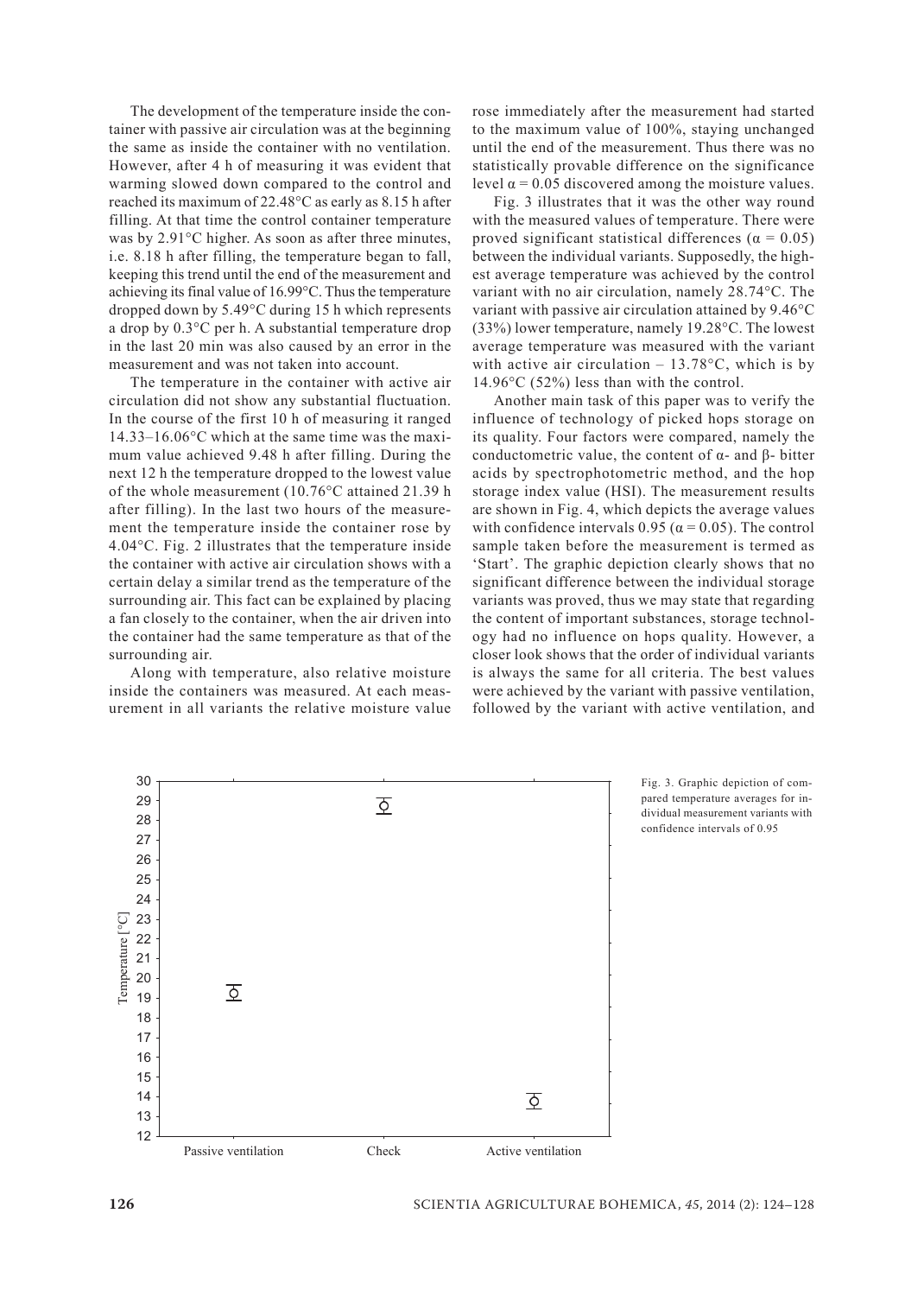The development of the temperature inside the container with passive air circulation was at the beginning the same as inside the container with no ventilation. However, after 4 h of measuring it was evident that warming slowed down compared to the control and reached its maximum of 22.48°C as early as 8.15 h after filling. At that time the control container temperature was by 2.91°C higher. As soon as after three minutes, i.e. 8.18 h after filling, the temperature began to fall, keeping this trend until the end of the measurement and achieving its final value of 16.99°C. Thus the temperature dropped down by 5.49°C during 15 h which represents a drop by 0.3°C per h. A substantial temperature drop in the last 20 min was also caused by an error in the measurement and was not taken into account.

The temperature in the container with active air circulation did not show any substantial fluctuation. In the course of the first 10 h of measuring it ranged 14.33–16.06°C which at the same time was the maximum value achieved 9.48 h after filling. During the next 12 h the temperature dropped to the lowest value of the whole measurement (10.76°C attained 21.39 h after filling). In the last two hours of the measurement the temperature inside the container rose by 4.04°C. Fig. 2 illustrates that the temperature inside the container with active air circulation shows with a certain delay a similar trend as the temperature of the surrounding air. This fact can be explained by placing a fan closely to the container, when the air driven into the container had the same temperature as that of the surrounding air.

Along with temperature, also relative moisture inside the containers was measured. At each measurement in all variants the relative moisture value rose immediately after the measurement had started to the maximum value of 100%, staying unchanged until the end of the measurement. Thus there was no statistically provable difference on the significance level $\alpha = 0.05$ discovered among the moisture values.

Fig. 3 illustrates that it was the other way round with the measured values of temperature. There were proved significant statistical differences ($\alpha = 0.05$) between the individual variants. Supposedly, the highest average temperature was achieved by the control variant with no air circulation, namely 28.74°C. The variant with passive air circulation attained by 9.46°C (33%) lower temperature, namely 19.28°C. The lowest average temperature was measured with the variant with active air circulation – 13.78°C, which is by 14.96°C (52%) less than with the control.

Another main task of this paper was to verify the influence of technology of picked hops storage on its quality. Four factors were compared, namely the conductometric value, the content of α- and β- bitter acids by spectrophotometric method, and the hop storage index value (HSI). The measurement results are shown in Fig. 4, which depicts the average values with confidence intervals 0.95 ($\alpha = 0.05$). The control sample taken before the measurement is termed as 'Start'. The graphic depiction clearly shows that no significant difference between the individual storage variants was proved, thus we may state that regarding the content of important substances, storage technology had no influence on hops quality. However, a closer look shows that the order of individual variants is always the same for all criteria. The best values were achieved by the variant with passive ventilation, followed by the variant with active ventilation, and

Fig. 3. Graphic depiction of compared temperature averages for individual measurement variants with confidence intervals of 0.95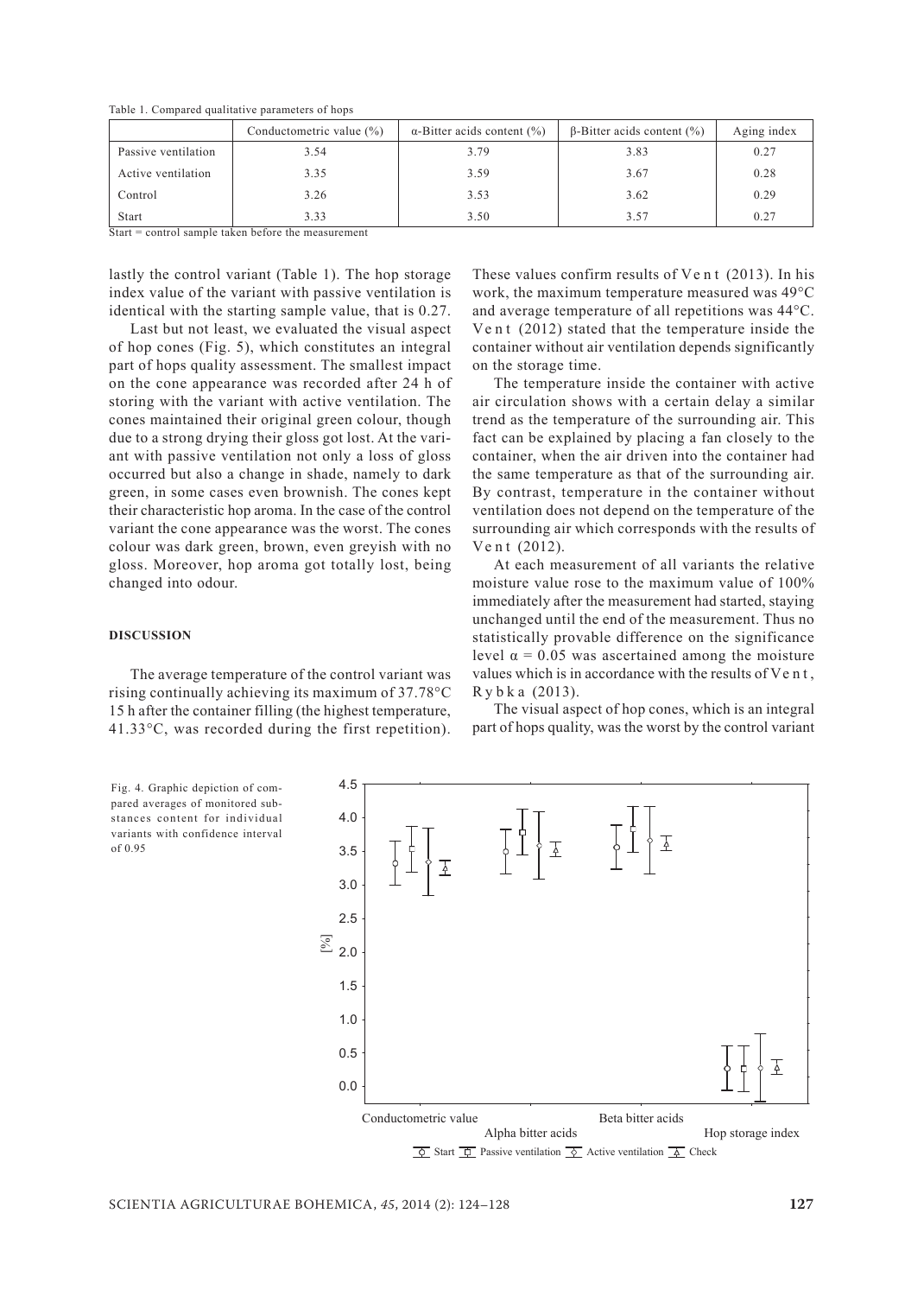Table 1. Compared qualitative parameters of hops

| | Conductometric value (%) | α-Bitter acids content (%) | β-Bitter acids content (%) | Aging index |
|---|---|---|---|---|
| Passive ventilation | 3.54 | 3.79 | 3.83 | 0.27 |
| Active ventilation | 3.35 | 3.59 | 3.67 | 0.28 |
| Control | 3.26 | 3.53 | 3.62 | 0.29 |
| Start | 3.33 | 3.50 | 3.57 | 0.27 |

Start = control sample taken before the measurement

lastly the control variant (Table 1). The hop storage index value of the variant with passive ventilation is identical with the starting sample value, that is 0.27.

Last but not least, we evaluated the visual aspect of hop cones (Fig. 5), which constitutes an integral part of hops quality assessment. The smallest impact on the cone appearance was recorded after 24 h of storing with the variant with active ventilation. The cones maintained their original green colour, though due to a strong drying their gloss got lost. At the variant with passive ventilation not only a loss of gloss occurred but also a change in shade, namely to dark green, in some cases even brownish. The cones kept their characteristic hop aroma. In the case of the control variant the cone appearance was the worst. The cones colour was dark green, brown, even greyish with no gloss. Moreover, hop aroma got totally lost, being changed into odour.

## DISCUSSION

The average temperature of the control variant was rising continually achieving its maximum of 37.78°C 15 h after the container filling (the highest temperature, 41.33°C, was recorded during the first repetition). These values confirm results of Vent (2013). In his work, the maximum temperature measured was 49°C and average temperature of all repetitions was 44°C. Vent (2012) stated that the temperature inside the container without air ventilation depends significantly on the storage time.

The temperature inside the container with active air circulation shows with a certain delay a similar trend as the temperature of the surrounding air. This fact can be explained by placing a fan closely to the container, when the air driven into the container had the same temperature as that of the surrounding air. By contrast, temperature in the container without ventilation does not depend on the temperature of the surrounding air which corresponds with the results of Vent (2012).

At each measurement of all variants the relative moisture value rose to the maximum value of 100% immediately after the measurement had started, staying unchanged until the end of the measurement. Thus no statistically provable difference on the significance level $\alpha = 0.05$ was ascertained among the moisture values which is in accordance with the results of Vent, Rybka (2013).

The visual aspect of hop cones, which is an integral part of hops quality, was the worst by the control variant

Fig. 4. Graphic depiction of compared averages of monitored substances content for individual variants with confidence interval of 0.95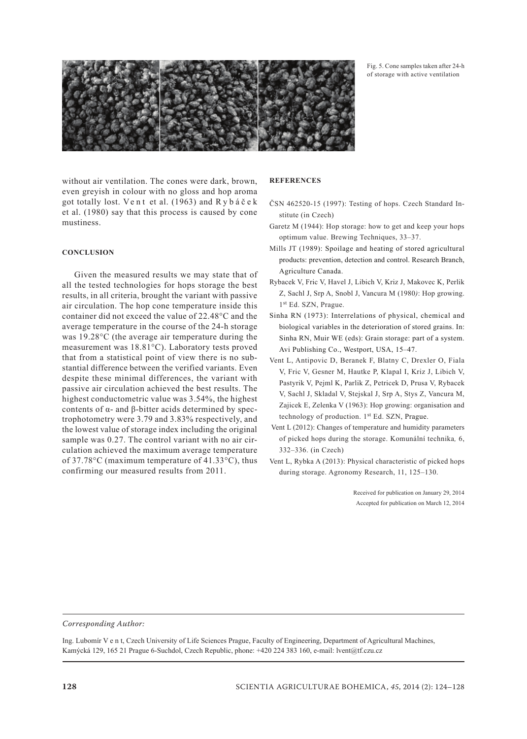Fig. 5. Cone samples taken after 24-h of storage with active ventilation

without air ventilation. The cones were dark, brown, even greyish in colour with no gloss and hop aroma got totally lost. Vent et al. (1963) and Rybáček et al. (1980) say that this process is caused by cone mustiness.

## CONCLUSION

Given the measured results we may state that of all the tested technologies for hops storage the best results, in all criteria, brought the variant with passive air circulation. The hop cone temperature inside this container did not exceed the value of 22.48°C and the average temperature in the course of the 24-h storage was 19.28°C (the average air temperature during the measurement was 18.81°C). Laboratory tests proved that from a statistical point of view there is no substantial difference between the verified variants. Even despite these minimal differences, the variant with passive air circulation achieved the best results. The highest conductometric value was 3.54%, the highest contents of α- and β-bitter acids determined by spectrophotometry were 3.79 and 3.83% respectively, and the lowest value of storage index including the original sample was 0.27. The control variant with no air circulation achieved the maximum average temperature of 37.78°C (maximum temperature of 41.33°C), thus confirming our measured results from 2011.

## REFERENCES

ČSN 462520-15 (1997): Testing of hops. Czech Standard Institute (in Czech)

Garetz M (1944): Hop storage: how to get and keep your hops optimum value. Brewing Techniques, 33–37.

Mills JT (1989): Spoilage and heating of stored agricultural products: prevention, detection and control. Research Branch, Agriculture Canada.

Rybacek V, Fric V, Havel J, Libich V, Kriz J, Makovec K, Perlik Z, Sachl J, Srp A, Snobl J, Vancura M (1980): Hop growing. 1st Ed. SZN, Prague.

Sinha RN (1973): Interrelations of physical, chemical and biological variables in the deterioration of stored grains. In: Sinha RN, Muir WE (eds): Grain storage: part of a system. Avi Publishing Co., Westport, USA, 15–47.

Vent L, Antipovic D, Beranek F, Blatny C, Drexler O, Fiala V, Fric V, Gesner M, Hautke P, Klapal I, Kriz J, Libich V, Pastyrik V, Pejml K, Parlik Z, Petricek D, Prusa V, Rybacek V, Sachl J, Skladal V, Stejskal J, Srp A, Stys Z, Vancura M, Zajicek E, Zelenka V (1963): Hop growing: organisation and technology of production. 1st Ed. SZN, Prague.

Vent L (2012): Changes of temperature and humidity parameters of picked hops during the storage. Komunální technika, 6, 332–336. (in Czech)

Vent L, Rybka A (2013): Physical characteristic of picked hops during storage. Agronomy Research, 11, 125–130.

Received for publication on January 29, 2014
Accepted for publication on March 12, 2014

*Corresponding Author:*

Ing. Lubomír Vent, Czech University of Life Sciences Prague, Faculty of Engineering, Department of Agricultural Machines, Kamýcká 129, 165 21 Prague 6-Suchdol, Czech Republic, phone: +420 224 383 160, e-mail: lvent@tf.czu.cz